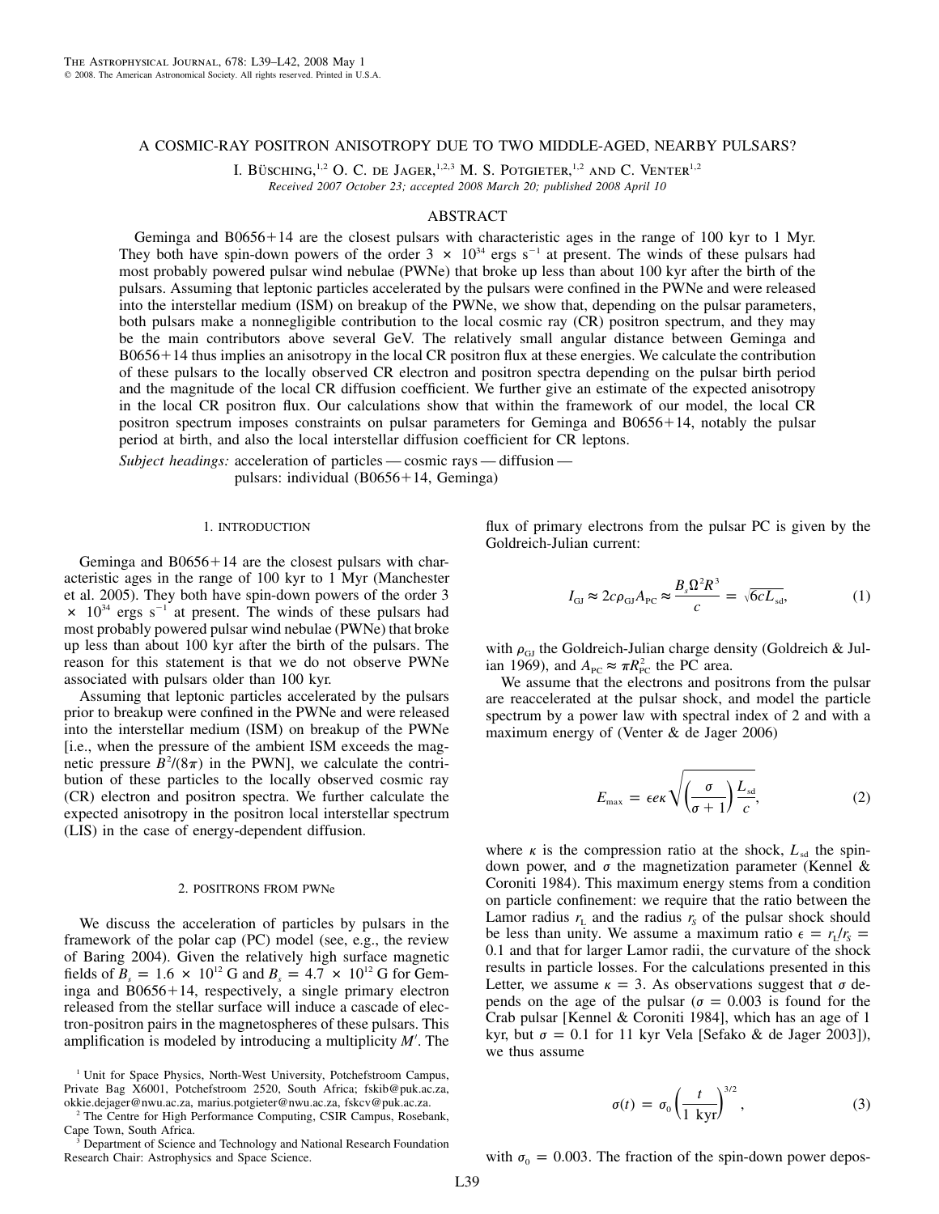# A COSMIC-RAY POSITRON ANISOTROPY DUE TO TWO MIDDLE-AGED, NEARBY PULSARS?

I. Büsching,[1,2] O. C. de Jager,[1,2,3] M. S. Potgieter,[1,2] and C. Venter[1,2]

*Received 2007 October 23; accepted 2008 March 20; published 2008 April 10*

## ABSTRACT

Geminga and B0656+14 are the closest pulsars with characteristic ages in the range of 100 kyr to 1 Myr. They both have spin-down powers of the order $3 \times 10^{34}$ ergs s$^{-1}$ at present. The winds of these pulsars had most probably powered pulsar wind nebulae (PWNe) that broke up less than about 100 kyr after the birth of the pulsars. Assuming that leptonic particles accelerated by the pulsars were confined in the PWNe and were released into the interstellar medium (ISM) on breakup of the PWNe, we show that, depending on the pulsar parameters, both pulsars make a nonnegligible contribution to the local cosmic ray (CR) positron spectrum, and they may be the main contributors above several GeV. The relatively small angular distance between Geminga and B0656+14 thus implies an anisotropy in the local CR positron flux at these energies. We calculate the contribution of these pulsars to the locally observed CR electron and positron spectra depending on the pulsar birth period and the magnitude of the local CR diffusion coefficient. We further give an estimate of the expected anisotropy in the local CR positron flux. Our calculations show that within the framework of our model, the local CR positron spectrum imposes constraints on pulsar parameters for Geminga and B0656+14, notably the pulsar period at birth, and also the local interstellar diffusion coefficient for CR leptons.

*Subject headings:* acceleration of particles — cosmic rays — diffusion — pulsars: individual (B0656+14, Geminga)

## 1. INTRODUCTION

Geminga and B0656+14 are the closest pulsars with characteristic ages in the range of 100 kyr to 1 Myr (Manchester et al. 2005). They both have spin-down powers of the order $3 \times 10^{34}$ ergs s$^{-1}$ at present. The winds of these pulsars had most probably powered pulsar wind nebulae (PWNe) that broke up less than about 100 kyr after the birth of the pulsars. The reason for this statement is that we do not observe PWNe associated with pulsars older than 100 kyr.

Assuming that leptonic particles accelerated by the pulsars prior to breakup were confined in the PWNe and were released into the interstellar medium (ISM) on breakup of the PWNe [i.e., when the pressure of the ambient ISM exceeds the magnetic pressure $B^2/(8\pi)$ in the PWN], we calculate the contribution of these particles to the locally observed cosmic ray (CR) electron and positron spectra. We further calculate the expected anisotropy in the positron local interstellar spectrum (LIS) in the case of energy-dependent diffusion.

## 2. POSITRONS FROM PWNe

We discuss the acceleration of particles by pulsars in the framework of the polar cap (PC) model (see, e.g., the review of Baring 2004). Given the relatively high surface magnetic fields of $B_s = 1.6 \times 10^{12}$ G and $B_s = 4.7 \times 10^{12}$ G for Geminga and B0656+14, respectively, a single primary electron released from the stellar surface will induce a cascade of electron-positron pairs in the magnetospheres of these pulsars. This amplification is modeled by introducing a multiplicity $M'$. The flux of primary electrons from the pulsar PC is given by the Goldreich-Julian current:

$$I_{\rm GJ} \approx 2c\rho_{\rm GJ}A_{\rm PC} \approx \frac{B_s\Omega^2R^3}{c} = \sqrt{6cL_{\rm sd}}, \tag{1}$$

with $\rho_{\rm GJ}$ the Goldreich-Julian charge density (Goldreich & Julian 1969), and $A_{\rm PC} \approx \pi R_{\rm PC}^2$ the PC area.

We assume that the electrons and positrons from the pulsar are reaccelerated at the pulsar shock, and model the particle spectrum by a power law with spectral index of 2 and with a maximum energy of (Venter & de Jager 2006)

$$E_{\max} = \epsilon e\kappa\sqrt{\left(\frac{\sigma}{\sigma+1}\right)\frac{L_{\rm sd}}{c}}, \tag{2}$$

where $\kappa$ is the compression ratio at the shock, $L_{\rm sd}$ the spin-down power, and $\sigma$ the magnetization parameter (Kennel & Coroniti 1984). This maximum energy stems from a condition on particle confinement: we require that the ratio between the Lamor radius $r_{\rm L}$ and the radius $r_s$ of the pulsar shock should be less than unity. We assume a maximum ratio $\epsilon = r_{\rm L}/r_s = 0.1$ and that for larger Lamor radii, the curvature of the shock results in particle losses. For the calculations presented in this Letter, we assume $\kappa = 3$. As observations suggest that $\sigma$ depends on the age of the pulsar ($\sigma = 0.003$ is found for the Crab pulsar [Kennel & Coroniti 1984], which has an age of 1 kyr, but $\sigma = 0.1$ for 11 kyr Vela [Sefako & de Jager 2003]), we thus assume

$$\sigma(t) = \sigma_0\left(\frac{t}{1\ \rm kyr}\right)^{3/2}, \tag{3}$$

with $\sigma_0 = 0.003$. The fraction of the spin-down power depos-

---

[1] Unit for Space Physics, North-West University, Potchefstroom Campus, Private Bag X6001, Potchefstroom 2520, South Africa; fskib@puk.ac.za, okkie.dejager@nwu.ac.za, marius.potgieter@nwu.ac.za, fskcv@puk.ac.za.

[2] The Centre for High Performance Computing, CSIR Campus, Rosebank, Cape Town, South Africa.

[3] Department of Science and Technology and National Research Foundation Research Chair: Astrophysics and Space Science.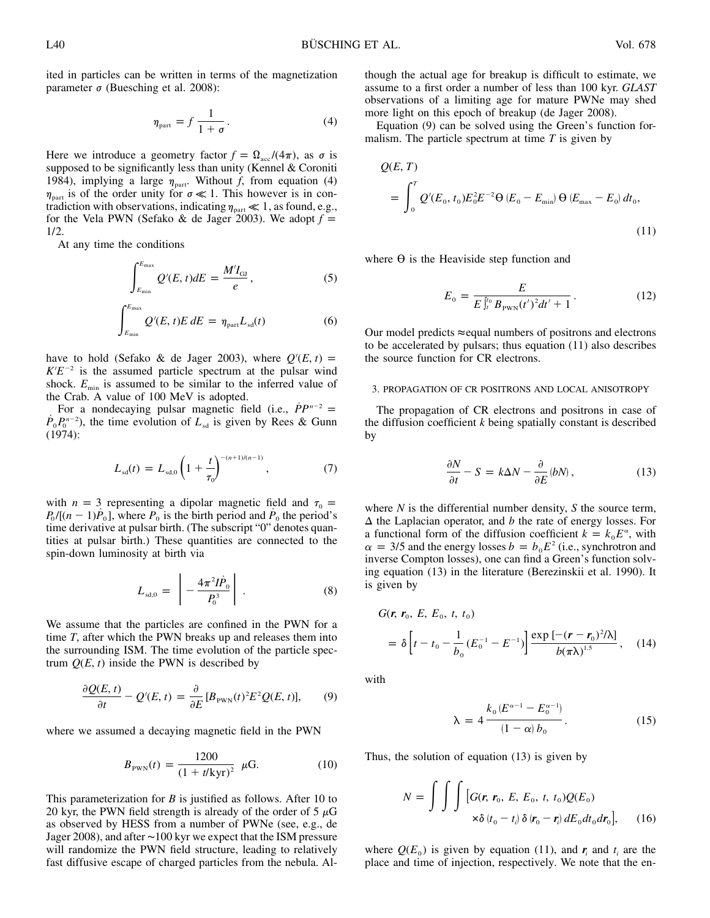ited in particles can be written in terms of the magnetization parameter $\sigma$ (Buesching et al. 2008):

$$\eta_{\rm part} = f \, \frac{1}{1+\sigma}. \tag{4}$$

Here we introduce a geometry factor $f = \Omega_{\rm acc}/(4\pi)$, as $\sigma$ is supposed to be significantly less than unity (Kennel & Coroniti 1984), implying a large $\eta_{\rm part}$. Without $f$, from equation (4) $\eta_{\rm part}$ is of the order unity for $\sigma \ll 1$. This however is in contradiction with observations, indicating $\eta_{\rm part} \ll 1$, as found, e.g., for the Vela PWN (Sefako & de Jager 2003). We adopt $f = 1/2$.

At any time the conditions

$$\int_{E_{\rm min}}^{E_{\rm max}} Q'(E,t) dE = \frac{M' I_{\rm GJ}}{e}, \tag{5}$$

$$\int_{E_{\rm min}}^{E_{\rm max}} Q'(E,t) E \, dE = \eta_{\rm part} L_{\rm sd}(t) \tag{6}$$

have to hold (Sefako & de Jager 2003), where $Q'(E,t) = K' E^{-2}$ is the assumed particle spectrum at the pulsar wind shock. $E_{\rm min}$ is assumed to be similar to the inferred value of the Crab. A value of 100 MeV is adopted.

For a nondecaying pulsar magnetic field (i.e., $\dot{P}P^{n-2} = \dot{P}_0 P_0^{n-2}$), the time evolution of $L_{\rm sd}$ is given by Rees & Gunn (1974):

$$L_{\rm sd}(t) = L_{\rm sd,0}\left(1 + \frac{t}{\tau_0}\right)^{-(n+1)/(n-1)}, \tag{7}$$

with $n = 3$ representing a dipolar magnetic field and $\tau_0 = P_0/[(n-1)\dot{P}_0]$, where $P_0$ is the birth period and $\dot{P}_0$ the period's time derivative at pulsar birth. (The subscript "0" denotes quantities at pulsar birth.) These quantities are connected to the spin-down luminosity at birth via

$$L_{\rm sd,0} = \left| -\frac{4\pi^2 I \dot{P}_0}{P_0^3} \right|. \tag{8}$$

We assume that the particles are confined in the PWN for a time $T$, after which the PWN breaks up and releases them into the surrounding ISM. The time evolution of the particle spectrum $Q(E,t)$ inside the PWN is described by

$$\frac{\partial Q(E,t)}{\partial t} - Q'(E,t) = \frac{\partial}{\partial E}[B_{\rm PWN}(t)^2 E^2 Q(E,t)], \tag{9}$$

where we assumed a decaying magnetic field in the PWN

$$B_{\rm PWN}(t) = \frac{1200}{(1 + t/{\rm kyr})^2} \;\; \mu{\rm G}. \tag{10}$$

This parameterization for $B$ is justified as follows. After 10 to 20 kyr, the PWN field strength is already of the order of 5 $\mu$G as observed by HESS from a number of PWNe (see, e.g., de Jager 2008), and after ~100 kyr we expect that the ISM pressure will randomize the PWN field structure, leading to relatively fast diffusive escape of charged particles from the nebula. Although the actual age for breakup is difficult to estimate, we assume to a first order a number of less than 100 kyr. *GLAST* observations of a limiting age for mature PWNe may shed more light on this epoch of breakup (de Jager 2008).

Equation (9) can be solved using the Green's function formalism. The particle spectrum at time $T$ is given by

$$Q(E,T) = \int_0^T Q'(E_0, t_0) E_0^2 E^{-2} \Theta(E_0 - E_{\rm min}) \, \Theta(E_{\rm max} - E_0) \, dt_0, \tag{11}$$

where $\Theta$ is the Heaviside step function and

$$E_0 = \frac{E}{E \int_T^{t_0} B_{\rm PWN}(t')^2 dt' + 1}. \tag{12}$$

Our model predicts ≈equal numbers of positrons and electrons to be accelerated by pulsars; thus equation (11) also describes the source function for CR electrons.

## 3. PROPAGATION OF CR POSITRONS AND LOCAL ANISOTROPY

The propagation of CR electrons and positrons in case of the diffusion coefficient $k$ being spatially constant is described by

$$\frac{\partial N}{\partial t} - S = k\Delta N - \frac{\partial}{\partial E}(bN), \tag{13}$$

where $N$ is the differential number density, $S$ the source term, $\Delta$ the Laplacian operator, and $b$ the rate of energy losses. For a functional form of the diffusion coefficient $k = k_0 E^{\alpha}$, with $\alpha = 3/5$ and the energy losses $b = b_0 E^2$ (i.e., synchrotron and inverse Compton losses), one can find a Green's function solving equation (13) in the literature (Berezinskii et al. 1990). It is given by

$$G(\mathbf{r}, \mathbf{r}_0, E, E_0, t, t_0) = \delta\left[t - t_0 - \frac{1}{b_0}(E_0^{-1} - E^{-1})\right] \frac{\exp[-(\mathbf{r} - \mathbf{r}_0)^2/\lambda]}{b(\pi\lambda)^{1.5}}, \tag{14}$$

with

$$\lambda = 4\,\frac{k_0(E^{\alpha-1} - E_0^{\alpha-1})}{(1-\alpha)\,b_0}. \tag{15}$$

Thus, the solution of equation (13) is given by

$$N = \int\int\int \left[G(\mathbf{r}, \mathbf{r}_0, E, E_0, t, t_0) Q(E_0) \times \delta(t_0 - t_i)\, \delta(\mathbf{r}_0 - \mathbf{r}_i) \, dE_0 dt_0 d\mathbf{r}_0\right], \tag{16}$$

where $Q(E_0)$ is given by equation (11), and $\mathbf{r}_i$ and $t_i$ are the place and time of injection, respectively. We note that the en-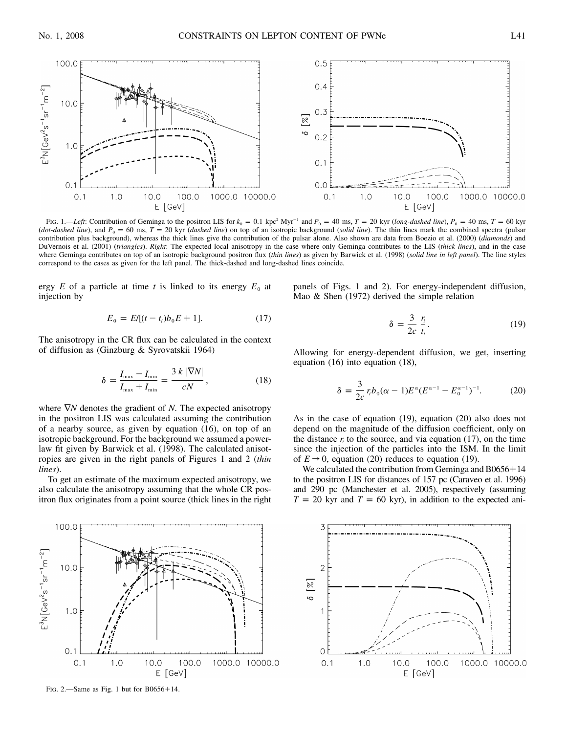FIG. 1.—*Left*: Contribution of Geminga to the positron LIS for $k_0 = 0.1$ kpc$^2$ Myr$^{-1}$ and $P_0 = 40$ ms, $T = 20$ kyr (*long-dashed line*), $P_0 = 40$ ms, $T = 60$ kyr (*dot-dashed line*), and $P_0 = 60$ ms, $T = 20$ kyr (*dashed line*) on top of an isotropic background (*solid line*). The thin lines mark the combined spectra (pulsar contribution plus background), whereas the thick lines give the contribution of the pulsar alone. Also shown are data from Boezio et al. (2000) (*diamonds*) and DuVernois et al. (2001) (*triangles*). *Right*: The expected local anisotropy in the case where only Geminga contributes to the LIS (*thick lines*), and in the case where Geminga contributes on top of an isotropic background positron flux (*thin lines*) as given by Barwick et al. (1998) (*solid line in left panel*). The line styles correspond to the cases as given for the left panel. The thick-dashed and long-dashed lines coincide.

ergy $E$ of a particle at time $t$ is linked to its energy $E_0$ at injection by

$$E_0 = E/[(t - t_i)b_0E + 1]. \tag{17}$$

The anisotropy in the CR flux can be calculated in the context of diffusion as (Ginzburg & Syrovatskii 1964)

$$\delta = \frac{I_{\max} - I_{\min}}{I_{\max} + I_{\min}} = \frac{3\,k\,|\nabla N|}{cN}, \tag{18}$$

where $\nabla N$ denotes the gradient of $N$. The expected anisotropy in the positron LIS was calculated assuming the contribution of a nearby source, as given by equation (16), on top of an isotropic background. For the background we assumed a power-law fit given by Barwick et al. (1998). The calculated anisotropies are given in the right panels of Figures 1 and 2 (*thin lines*).

To get an estimate of the maximum expected anisotropy, we also calculate the anisotropy assuming that the whole CR positron flux originates from a point source (thick lines in the right panels of Figs. 1 and 2). For energy-independent diffusion, Mao & Shen (1972) derived the simple relation

$$\delta = \frac{3}{2c}\,\frac{r_i}{t_i}. \tag{19}$$

Allowing for energy-dependent diffusion, we get, inserting equation (16) into equation (18),

$$\delta = \frac{3}{2c}\,r_i b_0(\alpha - 1)E^{\alpha}(E^{\alpha-1} - E_0^{\alpha-1})^{-1}. \tag{20}$$

As in the case of equation (19), equation (20) also does not depend on the magnitude of the diffusion coefficient, only on the distance $r_i$ to the source, and via equation (17), on the time since the injection of the particles into the ISM. In the limit of $E \to 0$, equation (20) reduces to equation (19).

We calculated the contribution from Geminga and B0656+14 to the positron LIS for distances of 157 pc (Caraveo et al. 1996) and 290 pc (Manchester et al. 2005), respectively (assuming $T = 20$ kyr and $T = 60$ kyr), in addition to the expected ani-

FIG. 2.—Same as Fig. 1 but for B0656+14.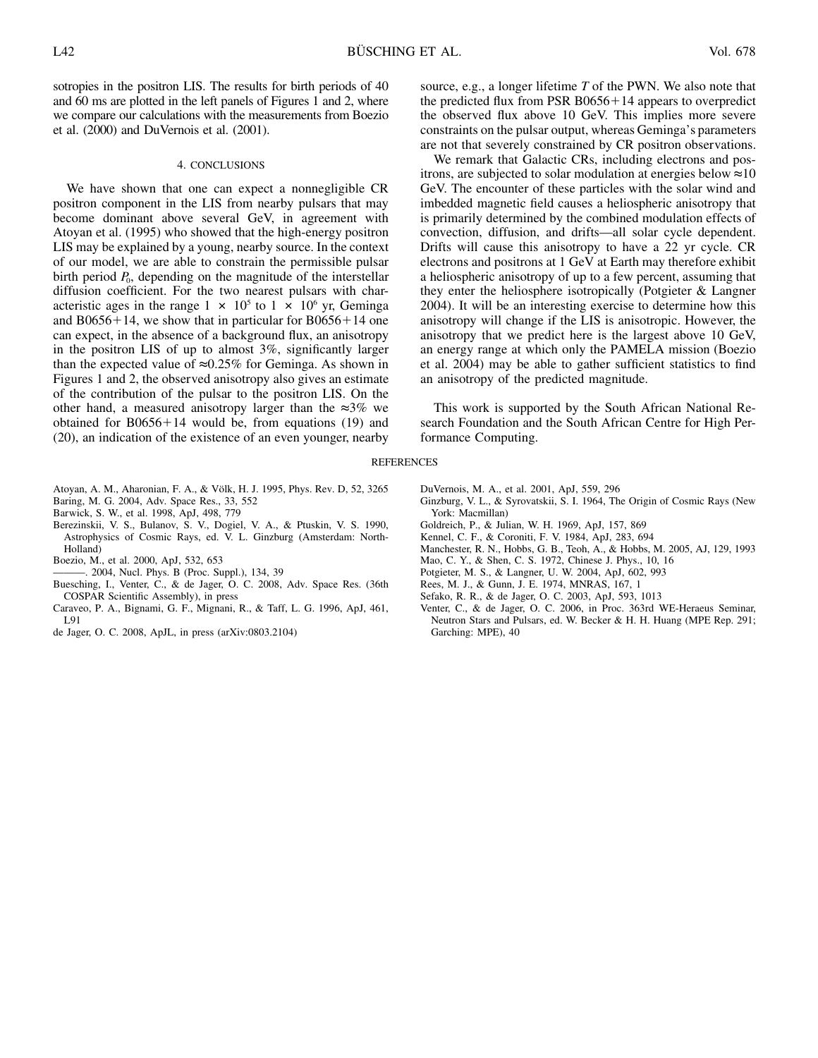sotropies in the positron LIS. The results for birth periods of 40 and 60 ms are plotted in the left panels of Figures 1 and 2, where we compare our calculations with the measurements from Boezio et al. (2000) and DuVernois et al. (2001).

## 4. CONCLUSIONS

We have shown that one can expect a nonnegligible CR positron component in the LIS from nearby pulsars that may become dominant above several GeV, in agreement with Atoyan et al. (1995) who showed that the high-energy positron LIS may be explained by a young, nearby source. In the context of our model, we are able to constrain the permissible pulsar birth period $P_0$, depending on the magnitude of the interstellar diffusion coefficient. For the two nearest pulsars with characteristic ages in the range $1 \times 10^5$ to $1 \times 10^6$ yr, Geminga and B0656+14, we show that in particular for B0656+14 one can expect, in the absence of a background flux, an anisotropy in the positron LIS of up to almost 3%, significantly larger than the expected value of ≈0.25% for Geminga. As shown in Figures 1 and 2, the observed anisotropy also gives an estimate of the contribution of the pulsar to the positron LIS. On the other hand, a measured anisotropy larger than the ≈3% we obtained for B0656+14 would be, from equations (19) and (20), an indication of the existence of an even younger, nearby source, e.g., a longer lifetime $T$ of the PWN. We also note that the predicted flux from PSR B0656+14 appears to overpredict the observed flux above 10 GeV. This implies more severe constraints on the pulsar output, whereas Geminga's parameters are not that severely constrained by CR positron observations.

We remark that Galactic CRs, including electrons and positrons, are subjected to solar modulation at energies below ≈10 GeV. The encounter of these particles with the solar wind and imbedded magnetic field causes a heliospheric anisotropy that is primarily determined by the combined modulation effects of convection, diffusion, and drifts—all solar cycle dependent. Drifts will cause this anisotropy to have a 22 yr cycle. CR electrons and positrons at 1 GeV at Earth may therefore exhibit a heliospheric anisotropy of up to a few percent, assuming that they enter the heliosphere isotropically (Potgieter & Langner 2004). It will be an interesting exercise to determine how this anisotropy will change if the LIS is anisotropic. However, the anisotropy that we predict here is the largest above 10 GeV, an energy range at which only the PAMELA mission (Boezio et al. 2004) may be able to gather sufficient statistics to find an anisotropy of the predicted magnitude.

This work is supported by the South African National Research Foundation and the South African Centre for High Performance Computing.

## REFERENCES

Atoyan, A. M., Aharonian, F. A., & Völk, H. J. 1995, Phys. Rev. D, 52, 3265
Baring, M. G. 2004, Adv. Space Res., 33, 552
Barwick, S. W., et al. 1998, ApJ, 498, 779
Berezinskii, V. S., Bulanov, S. V., Dogiel, V. A., & Ptuskin, V. S. 1990, Astrophysics of Cosmic Rays, ed. V. L. Ginzburg (Amsterdam: North-Holland)
Boezio, M., et al. 2000, ApJ, 532, 653
———. 2004, Nucl. Phys. B (Proc. Suppl.), 134, 39
Buesching, I., Venter, C., & de Jager, O. C. 2008, Adv. Space Res. (36th COSPAR Scientific Assembly), in press
Caraveo, P. A., Bignami, G. F., Mignani, R., & Taff, L. G. 1996, ApJ, 461, L91
de Jager, O. C. 2008, ApJL, in press (arXiv:0803.2104)
DuVernois, M. A., et al. 2001, ApJ, 559, 296
Ginzburg, V. L., & Syrovatskii, S. I. 1964, The Origin of Cosmic Rays (New York: Macmillan)
Goldreich, P., & Julian, W. H. 1969, ApJ, 157, 869
Kennel, C. F., & Coroniti, F. V. 1984, ApJ, 283, 694
Manchester, R. N., Hobbs, G. B., Teoh, A., & Hobbs, M. 2005, AJ, 129, 1993
Mao, C. Y., & Shen, C. S. 1972, Chinese J. Phys., 10, 16
Potgieter, M. S., & Langner, U. W. 2004, ApJ, 602, 993
Rees, M. J., & Gunn, J. E. 1974, MNRAS, 167, 1
Sefako, R. R., & de Jager, O. C. 2003, ApJ, 593, 1013
Venter, C., & de Jager, O. C. 2006, in Proc. 363rd WE-Heraeus Seminar, Neutron Stars and Pulsars, ed. W. Becker & H. H. Huang (MPE Rep. 291; Garching: MPE), 40